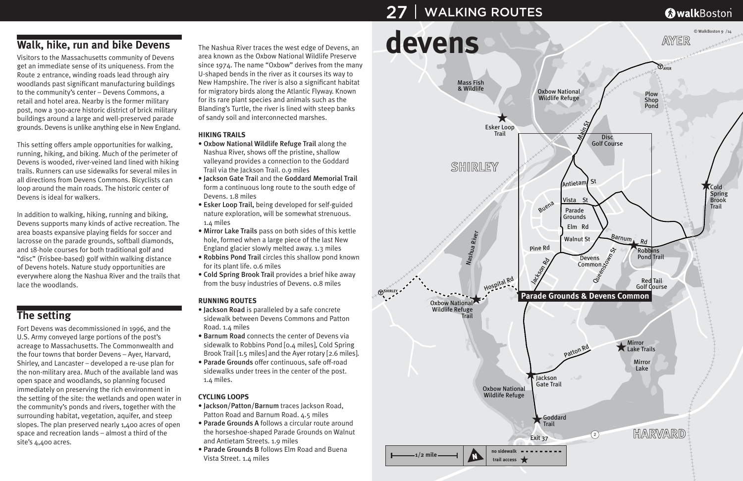## Walk, hike, run and bike Devens

Visitors to the Massachusetts community of Devens get an immediate sense of its uniqueness. From the Route 2 entrance, winding roads lead through airy woodlands past significant manufacturing buildings to the community's center – Devens Commons, a retail and hotel area. Nearby is the former military post, now a 300-acre historic district of brick military buildings around a large and well-preserved parade grounds. Devens is unlike anything else in New England.

This setting offers ample opportunities for walking, running, hiking, and biking. Much of the perimeter of Devens is wooded, river-veined land lined with hiking trails. Runners can use sidewalks for several miles in all directions from Devens Commons. Bicyclists can loop around the main roads. The historic center of Devens is ideal for walkers.

In addition to walking, hiking, running and biking, Devens supports many kinds of active recreation. The area boasts expansive playing fields for soccer and lacrosse on the parade grounds, softball diamonds, and 18-hole courses for both traditional golf and "disc" (Frisbee-based) golf within walking distance of Devens hotels. Nature study opportunities are everywhere along the Nashua River and the trails that lace the woodlands.

## The setting

Fort Devens was decommissioned in 1996, and the U.S. Army conveyed large portions of the post's acreage to Massachusetts. The Commonwealth and the four towns that border Devens – Ayer, Harvard, Shirley, and Lancaster – developed a re-use plan for the non-military area. Much of the available land was open space and woodlands, so planning focused immediately on preserving the rich environment in the setting of the site: the wetlands and open water in the community's ponds and rivers, together with the surrounding habitat, vegetation, aquifer, and steep slopes. The plan preserved nearly 1,400 acres of open space and recreation lands – almost a third of the site's 4,400 acres.

The Nashua River traces the west edge of Devens, an area known as the Oxbow National Wildlife Preserve since 1974. The name "Oxbow" derives from the many U-shaped bends in the river as it courses its way to New Hampshire. The river is also a significant habitat for migratory birds along the Atlantic Flyway. Known for its rare plant species and animals such as the Blanding's Turtle, the river is lined with steep banks of sandy soil and interconnected marshes.

### HIKING TRAILS

- **Oxbow National Wildlife Refuge Trail** along the Nashua River, shows off the pristine, shallow valleyand provides a connection to the Goddard Trail via the Jackson Trail. 0.9 miles
- **Jackson Gate Trail** and the **Goddard Memorial Trail** form a continuous long route to the south edge of Devens. 1.8 miles
- **Esker Loop Trail,** being developed for self-guided nature exploration, will be somewhat strenuous. 1.4 miles
- **Mirror Lake Trails** pass on both sides of this kettle hole, formed when a large piece of the last New England glacier slowly melted away. 1.3 miles
- **Robbins Pond Trail** circles this shallow pond known for its plant life. 0.6 miles
- **Cold Spring Brook Trail** provides a brief hike away from the busy industries of Devens. 0.8 miles

### RUNNING ROUTES

- **Jackson Road** is paralleled by a safe concrete sidewalk between Devens Commons and Patton Road. 1.4 miles
- **Barnum Road** connects the center of Devens via sidewalk to Robbins Pond [0.4 miles], Cold Spring Brook Trail [1.5 miles] and the Ayer rotary [2.6 miles].
- **Parade Grounds** offer continuous, safe off-road sidewalks under trees in the center of the post. 1.4 miles.

### CYCLING LOOPS

- **Jackson/Patton/Barnum** traces Jackson Road, Patton Road and Barnum Road. 4.5 miles
- **Parade Grounds A** follows a circular route around the horseshoe-shaped Parade Grounds on Walnut and Antietam Streets. 1.9 miles
- **Parade Grounds B** follows Elm Road and Buena Vista Street. 1.4 miles

# devens

© WalkBoston 9 /14

Map labels: AYER, SHIRLEY, HARVARD, Mass Fish & Wildlife, Oxbow National Wildlife Refuge, Plow Shop Pond, Esker Loop Trail, Main St, Disc Golf Course, Antietam St, Buena Vista St, Parade Grounds, Elm Rd, Walnut St, Barnum Rd, Pine Rd, Jackson Rd, Queenstown St, Devens Common, Robbins Pond Trail, Cold Spring Brook Trail, Nashua River, Hospital Rd, Oxbow National Wildlife Refuge Trail, Red Tail Golf Course, Parade Grounds & Devens Common, Patton Rd, Mirror Lake Trails, Mirror Lake, Jackson Gate Trail, Oxbow National Wildlife Refuge, Goddard Trail, Exit 37, 2

1/2 mile — N — no sidewalk - - - - — trail access ★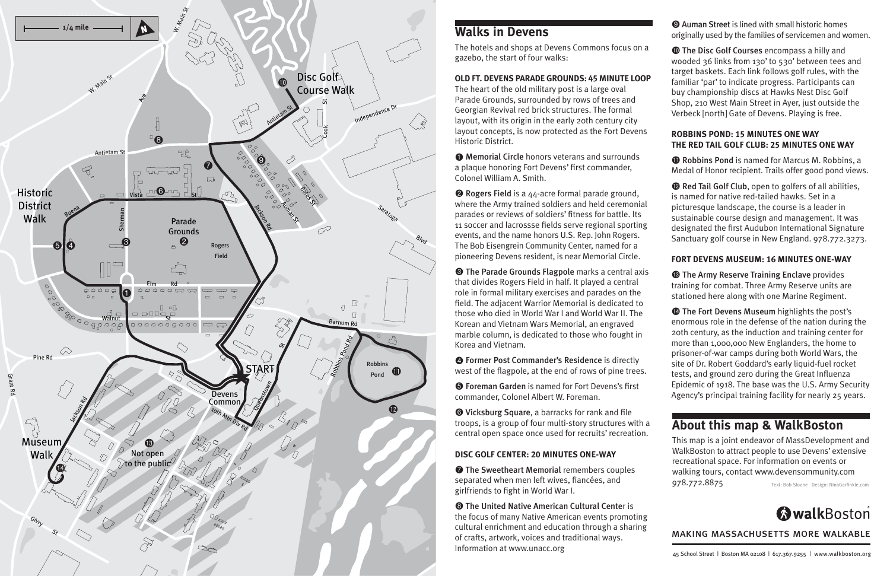## Walks in Devens

The hotels and shops at Devens Commons focus on a gazebo, the start of four walks:

### OLD FT. DEVENS PARADE GROUNDS: 45 MINUTE LOOP

The heart of the old military post is a large oval Parade Grounds, surrounded by rows of trees and Georgian Revival red brick structures. The formal layout, with its origin in the early 20th century city layout concepts, is now protected as the Fort Devens Historic District.

❶ **Memorial Circle** honors veterans and surrounds a plaque honoring Fort Devens' first commander, Colonel William A. Smith.

❷ **Rogers Field** is a 44-acre formal parade ground, where the Army trained soldiers and held ceremonial parades or reviews of soldiers' fitness for battle. Its 11 soccer and lacrossse fields serve regional sporting events, and the name honors U.S. Rep. John Rogers. The Bob Eisengrein Community Center, named for a pioneering Devens resident, is near Memorial Circle.

❸ **The Parade Grounds Flagpole** marks a central axis that divides Rogers Field in half. It played a central role in formal military exercises and parades on the field. The adjacent Warrior Memorial is dedicated to those who died in World War I and World War II. The Korean and Vietnam Wars Memorial, an engraved marble column, is dedicated to those who fought in Korea and Vietnam.

❹ **Former Post Commander's Residence** is directly west of the flagpole, at the end of rows of pine trees.

❺ **Foreman Garden** is named for Fort Devens's first commander, Colonel Albert W. Foreman.

❻ **Vicksburg Square**, a barracks for rank and file troops, is a group of four multi-story structures with a central open space once used for recruits' recreation.

### DISC GOLF CENTER: 20 MINUTES ONE-WAY

❼ **The Sweetheart Memorial** remembers couples separated when men left wives, fiancées, and girlfriends to fight in World War I.

❽ **The United Native American Cultural Center** is the focus of many Native American events promoting cultural enrichment and education through a sharing of crafts, artwork, voices and traditional ways. Information at www.unacc.org

❾ **Auman Street** is lined with small historic homes originally used by the families of servicemen and women.

❿ **The Disc Golf Courses** encompass a hilly and wooded 36 links from 130' to 530' between tees and target baskets. Each link follows golf rules, with the familiar 'par' to indicate progress. Participants can buy championship discs at Hawks Nest Disc Golf Shop, 210 West Main Street in Ayer, just outside the Verbeck [north] Gate of Devens. Playing is free.

### ROBBINS POND: 15 MINUTES ONE WAY
### THE RED TAIL GOLF CLUB: 25 MINUTES ONE WAY

⓫ **Robbins Pond** is named for Marcus M. Robbins, a Medal of Honor recipient. Trails offer good pond views.

⓬ **Red Tail Golf Club**, open to golfers of all abilities, is named for native red-tailed hawks. Set in a picturesque landscape, the course is a leader in sustainable course design and management. It was designated the first Audubon International Signature Sanctuary golf course in New England. 978.772.3273.

### FORT DEVENS MUSEUM: 16 MINUTES ONE-WAY

⓭ **The Army Reserve Training Enclave** provides training for combat. Three Army Reserve units are stationed here along with one Marine Regiment.

⓮ **The Fort Devens Museum** highlights the post's enormous role in the defense of the nation during the 20th century, as the induction and training center for more than 1,000,000 New Englanders, the home to prisoner-of-war camps during both World Wars, the site of Dr. Robert Goddard's early liquid-fuel rocket tests, and ground zero during the Great Influenza Epidemic of 1918. The base was the U.S. Army Security Agency's principal training facility for nearly 25 years.

## About this map & WalkBoston

This map is a joint endeavor of MassDevelopment and WalkBoston to attract people to use Devens' extensive recreational space. For information on events or walking tours, contact www.devensommunity.com 978.772.8875

Text: Bob Sloane Design: NinaGarfinkle.com

walkBoston

MAKING MASSACHUSETTS MORE WALKABLE

45 School Street | Boston MA 02108 | 617.367.9255 | www.walkboston.org